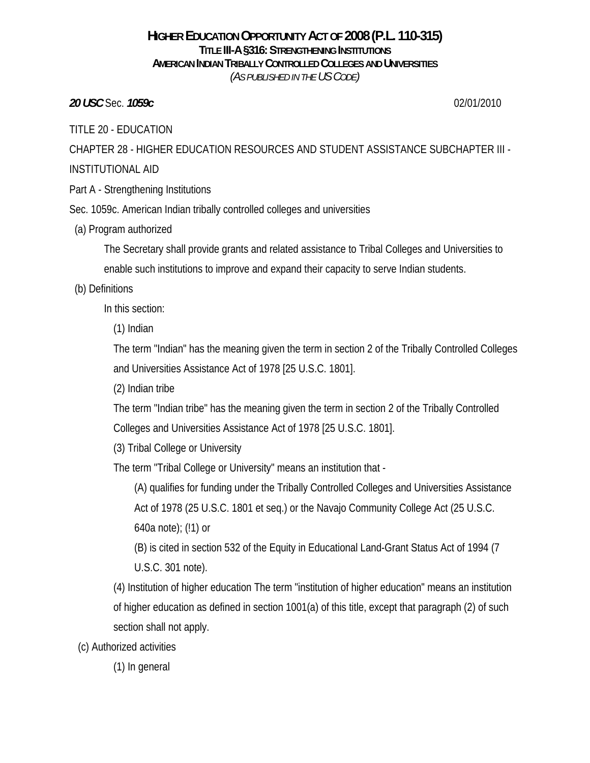# HIGHER EDUCATION OPPORTUNITY ACT OF 2008 (P.L. 110-315)
## TITLE III-A §316: STRENGTHENING INSTITUTIONS
## AMERICAN INDIAN TRIBALLY CONTROLLED COLLEGES AND UNIVERSITIES
*(AS PUBLISHED IN THE US CODE)*

***20 USC*** Sec. ***1059c*** 02/01/2010

TITLE 20 - EDUCATION

CHAPTER 28 - HIGHER EDUCATION RESOURCES AND STUDENT ASSISTANCE SUBCHAPTER III - INSTITUTIONAL AID

Part A - Strengthening Institutions

Sec. 1059c. American Indian tribally controlled colleges and universities

(a) Program authorized

The Secretary shall provide grants and related assistance to Tribal Colleges and Universities to enable such institutions to improve and expand their capacity to serve Indian students.

(b) Definitions

In this section:

(1) Indian

The term "Indian" has the meaning given the term in section 2 of the Tribally Controlled Colleges and Universities Assistance Act of 1978 [25 U.S.C. 1801].

(2) Indian tribe

The term "Indian tribe" has the meaning given the term in section 2 of the Tribally Controlled Colleges and Universities Assistance Act of 1978 [25 U.S.C. 1801].

(3) Tribal College or University

The term "Tribal College or University" means an institution that -

(A) qualifies for funding under the Tribally Controlled Colleges and Universities Assistance Act of 1978 (25 U.S.C. 1801 et seq.) or the Navajo Community College Act (25 U.S.C. 640a note); (!1) or

(B) is cited in section 532 of the Equity in Educational Land-Grant Status Act of 1994 (7 U.S.C. 301 note).

(4) Institution of higher education The term "institution of higher education" means an institution of higher education as defined in section 1001(a) of this title, except that paragraph (2) of such section shall not apply.

(c) Authorized activities

(1) In general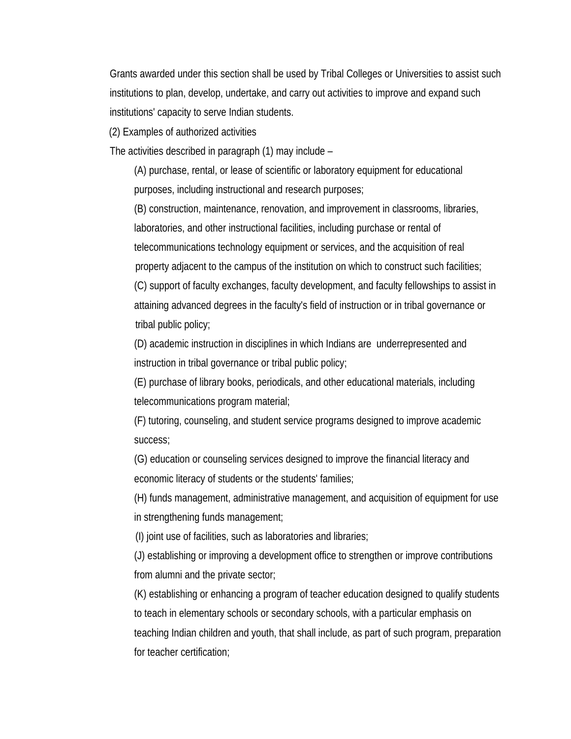Grants awarded under this section shall be used by Tribal Colleges or Universities to assist such institutions to plan, develop, undertake, and carry out activities to improve and expand such institutions' capacity to serve Indian students.

(2) Examples of authorized activities

The activities described in paragraph (1) may include –

(A) purchase, rental, or lease of scientific or laboratory equipment for educational purposes, including instructional and research purposes;

(B) construction, maintenance, renovation, and improvement in classrooms, libraries, laboratories, and other instructional facilities, including purchase or rental of telecommunications technology equipment or services, and the acquisition of real property adjacent to the campus of the institution on which to construct such facilities;

(C) support of faculty exchanges, faculty development, and faculty fellowships to assist in attaining advanced degrees in the faculty's field of instruction or in tribal governance or tribal public policy;

(D) academic instruction in disciplines in which Indians are underrepresented and instruction in tribal governance or tribal public policy;

(E) purchase of library books, periodicals, and other educational materials, including telecommunications program material;

(F) tutoring, counseling, and student service programs designed to improve academic success;

(G) education or counseling services designed to improve the financial literacy and economic literacy of students or the students' families;

(H) funds management, administrative management, and acquisition of equipment for use in strengthening funds management;

(I) joint use of facilities, such as laboratories and libraries;

(J) establishing or improving a development office to strengthen or improve contributions from alumni and the private sector;

(K) establishing or enhancing a program of teacher education designed to qualify students to teach in elementary schools or secondary schools, with a particular emphasis on teaching Indian children and youth, that shall include, as part of such program, preparation for teacher certification;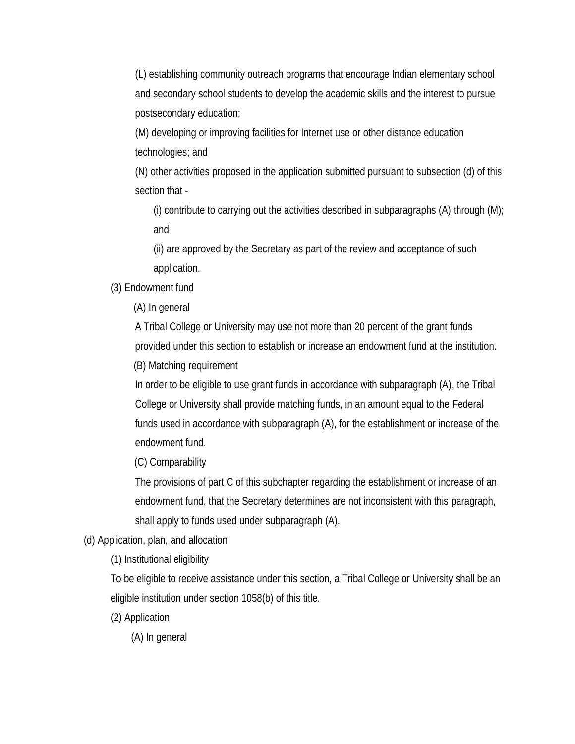(L) establishing community outreach programs that encourage Indian elementary school and secondary school students to develop the academic skills and the interest to pursue postsecondary education;

(M) developing or improving facilities for Internet use or other distance education technologies; and

(N) other activities proposed in the application submitted pursuant to subsection (d) of this section that -

(i) contribute to carrying out the activities described in subparagraphs (A) through (M); and

(ii) are approved by the Secretary as part of the review and acceptance of such application.

(3) Endowment fund

(A) In general

A Tribal College or University may use not more than 20 percent of the grant funds provided under this section to establish or increase an endowment fund at the institution.

(B) Matching requirement

In order to be eligible to use grant funds in accordance with subparagraph (A), the Tribal College or University shall provide matching funds, in an amount equal to the Federal funds used in accordance with subparagraph (A), for the establishment or increase of the endowment fund.

(C) Comparability

The provisions of part C of this subchapter regarding the establishment or increase of an endowment fund, that the Secretary determines are not inconsistent with this paragraph, shall apply to funds used under subparagraph (A).

(d) Application, plan, and allocation

(1) Institutional eligibility

To be eligible to receive assistance under this section, a Tribal College or University shall be an eligible institution under section 1058(b) of this title.

(2) Application

(A) In general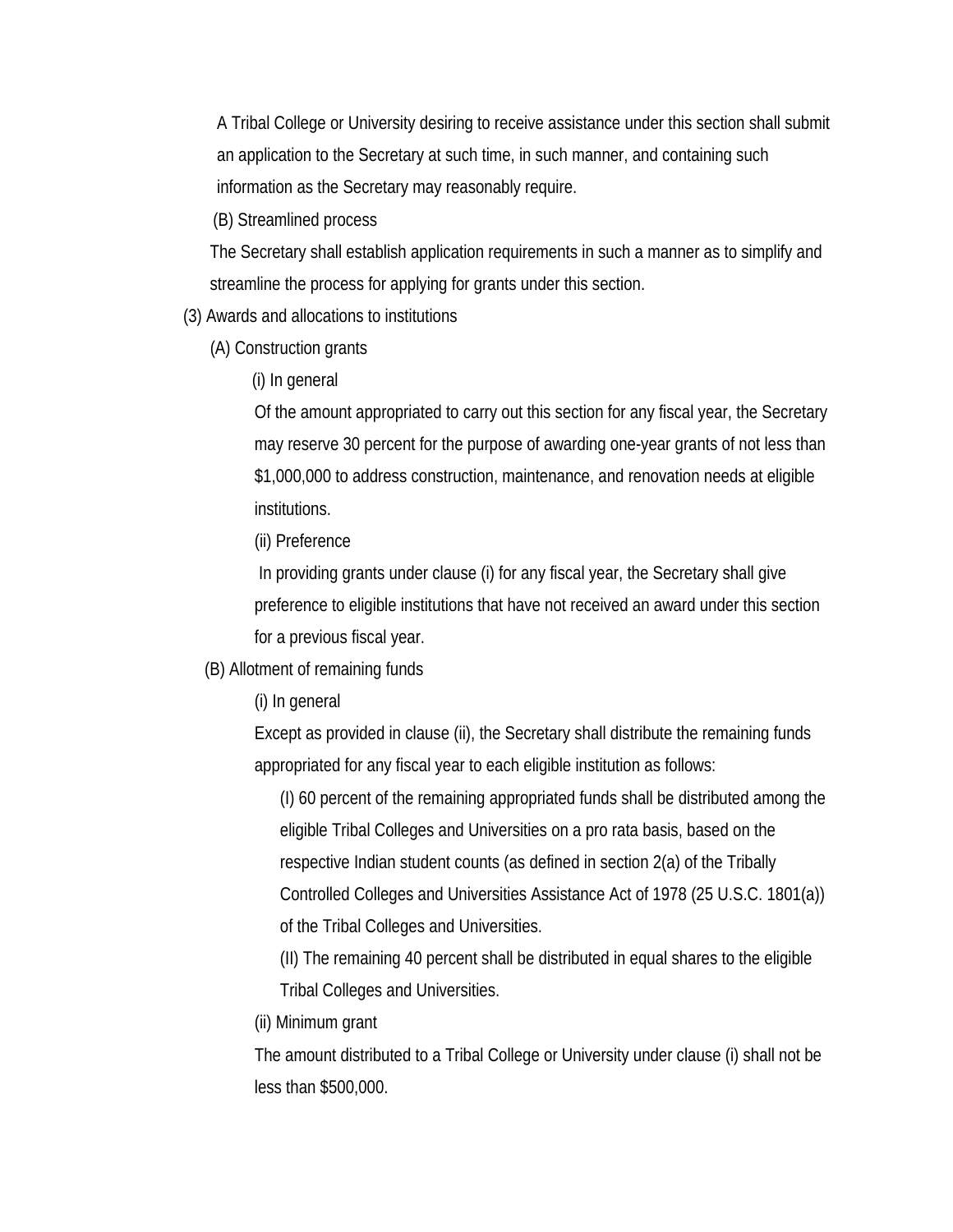A Tribal College or University desiring to receive assistance under this section shall submit an application to the Secretary at such time, in such manner, and containing such information as the Secretary may reasonably require.

(B) Streamlined process

The Secretary shall establish application requirements in such a manner as to simplify and streamline the process for applying for grants under this section.

(3) Awards and allocations to institutions

(A) Construction grants

(i) In general

Of the amount appropriated to carry out this section for any fiscal year, the Secretary may reserve 30 percent for the purpose of awarding one-year grants of not less than $1,000,000 to address construction, maintenance, and renovation needs at eligible institutions.

(ii) Preference

In providing grants under clause (i) for any fiscal year, the Secretary shall give preference to eligible institutions that have not received an award under this section for a previous fiscal year.

(B) Allotment of remaining funds

(i) In general

Except as provided in clause (ii), the Secretary shall distribute the remaining funds appropriated for any fiscal year to each eligible institution as follows:

(I) 60 percent of the remaining appropriated funds shall be distributed among the eligible Tribal Colleges and Universities on a pro rata basis, based on the respective Indian student counts (as defined in section 2(a) of the Tribally Controlled Colleges and Universities Assistance Act of 1978 (25 U.S.C. 1801(a)) of the Tribal Colleges and Universities.

(II) The remaining 40 percent shall be distributed in equal shares to the eligible Tribal Colleges and Universities.

(ii) Minimum grant

The amount distributed to a Tribal College or University under clause (i) shall not be less than $500,000.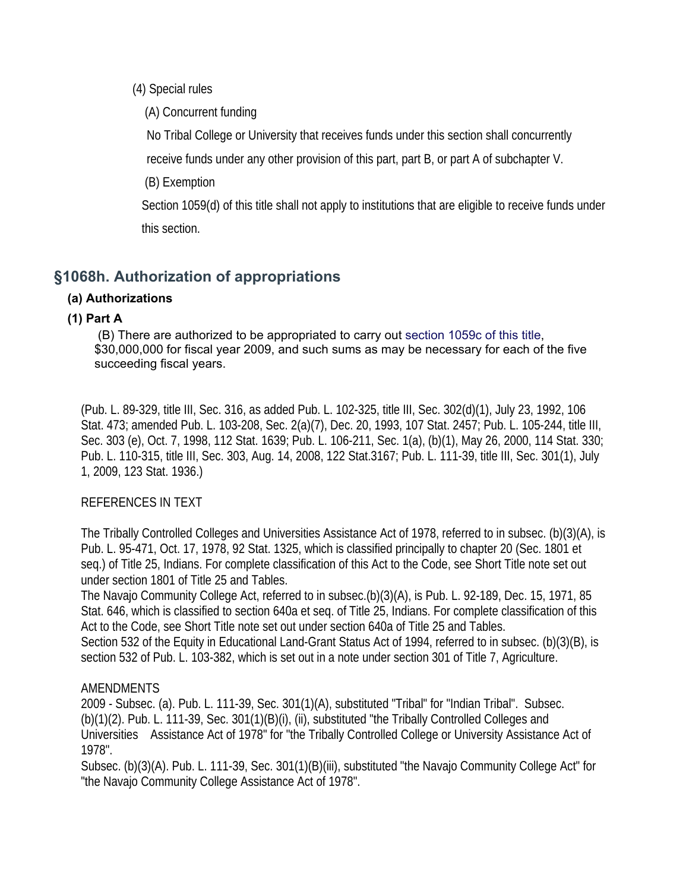(4) Special rules

(A) Concurrent funding

No Tribal College or University that receives funds under this section shall concurrently receive funds under any other provision of this part, part B, or part A of subchapter V.

(B) Exemption

Section 1059(d) of this title shall not apply to institutions that are eligible to receive funds under this section.

## §1068h. Authorization of appropriations

**(a) Authorizations**

**(1) Part A**

(B) There are authorized to be appropriated to carry out section 1059c of this title, $30,000,000 for fiscal year 2009, and such sums as may be necessary for each of the five succeeding fiscal years.

(Pub. L. 89-329, title III, Sec. 316, as added Pub. L. 102-325, title III, Sec. 302(d)(1), July 23, 1992, 106 Stat. 473; amended Pub. L. 103-208, Sec. 2(a)(7), Dec. 20, 1993, 107 Stat. 2457; Pub. L. 105-244, title III, Sec. 303 (e), Oct. 7, 1998, 112 Stat. 1639; Pub. L. 106-211, Sec. 1(a), (b)(1), May 26, 2000, 114 Stat. 330; Pub. L. 110-315, title III, Sec. 303, Aug. 14, 2008, 122 Stat.3167; Pub. L. 111-39, title III, Sec. 301(1), July 1, 2009, 123 Stat. 1936.)

REFERENCES IN TEXT

The Tribally Controlled Colleges and Universities Assistance Act of 1978, referred to in subsec. (b)(3)(A), is Pub. L. 95-471, Oct. 17, 1978, 92 Stat. 1325, which is classified principally to chapter 20 (Sec. 1801 et seq.) of Title 25, Indians. For complete classification of this Act to the Code, see Short Title note set out under section 1801 of Title 25 and Tables.
The Navajo Community College Act, referred to in subsec.(b)(3)(A), is Pub. L. 92-189, Dec. 15, 1971, 85 Stat. 646, which is classified to section 640a et seq. of Title 25, Indians. For complete classification of this Act to the Code, see Short Title note set out under section 640a of Title 25 and Tables.
Section 532 of the Equity in Educational Land-Grant Status Act of 1994, referred to in subsec. (b)(3)(B), is section 532 of Pub. L. 103-382, which is set out in a note under section 301 of Title 7, Agriculture.

AMENDMENTS

2009 - Subsec. (a). Pub. L. 111-39, Sec. 301(1)(A), substituted "Tribal" for "Indian Tribal". Subsec. (b)(1)(2). Pub. L. 111-39, Sec. 301(1)(B)(i), (ii), substituted "the Tribally Controlled Colleges and Universities Assistance Act of 1978" for "the Tribally Controlled College or University Assistance Act of 1978".
Subsec. (b)(3)(A). Pub. L. 111-39, Sec. 301(1)(B)(iii), substituted "the Navajo Community College Act" for "the Navajo Community College Assistance Act of 1978".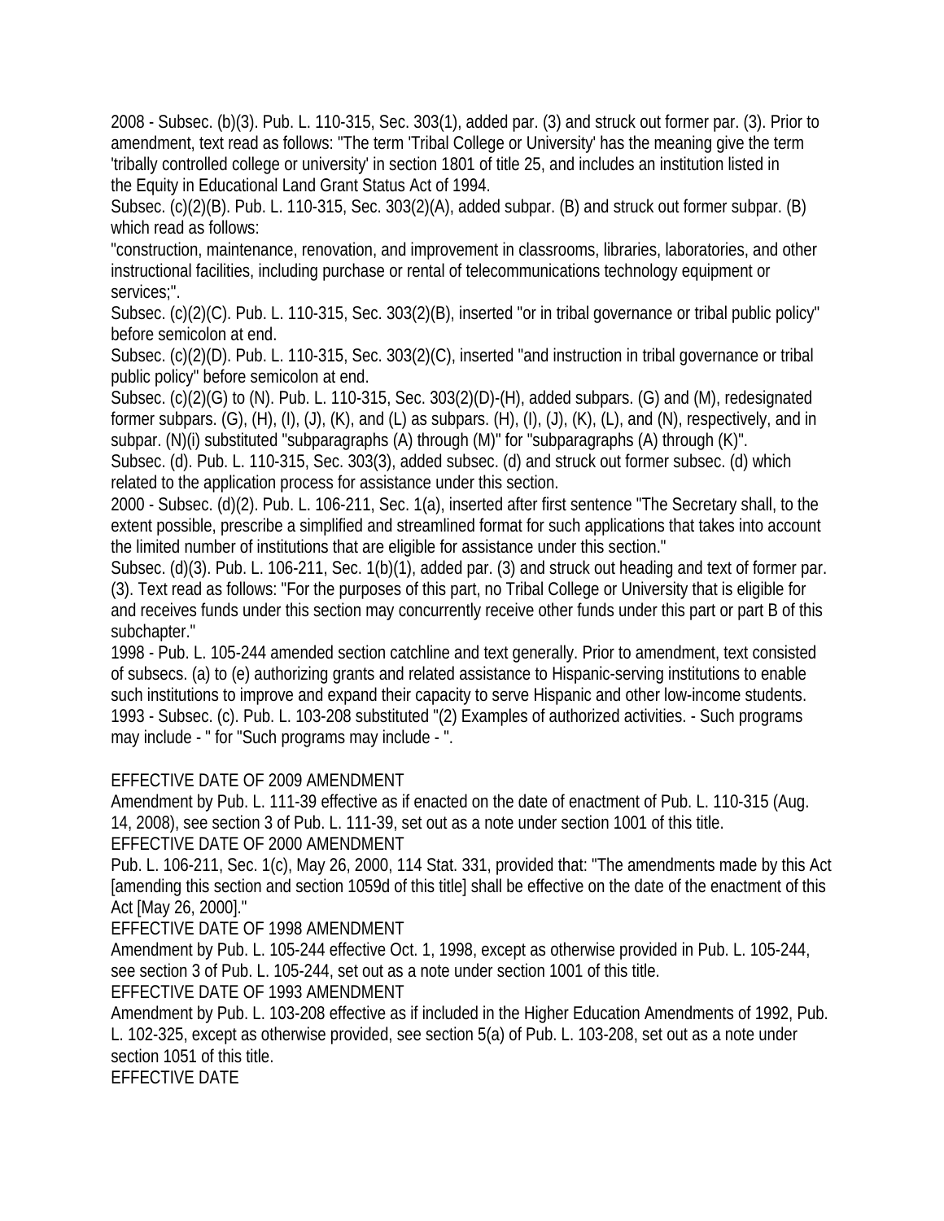2008 - Subsec. (b)(3). Pub. L. 110-315, Sec. 303(1), added par. (3) and struck out former par. (3). Prior to amendment, text read as follows: "The term 'Tribal College or University' has the meaning give the term 'tribally controlled college or university' in section 1801 of title 25, and includes an institution listed in the Equity in Educational Land Grant Status Act of 1994.

Subsec. (c)(2)(B). Pub. L. 110-315, Sec. 303(2)(A), added subpar. (B) and struck out former subpar. (B) which read as follows:

"construction, maintenance, renovation, and improvement in classrooms, libraries, laboratories, and other instructional facilities, including purchase or rental of telecommunications technology equipment or services;".

Subsec. (c)(2)(C). Pub. L. 110-315, Sec. 303(2)(B), inserted "or in tribal governance or tribal public policy" before semicolon at end.

Subsec. (c)(2)(D). Pub. L. 110-315, Sec. 303(2)(C), inserted "and instruction in tribal governance or tribal public policy" before semicolon at end.

Subsec. (c)(2)(G) to (N). Pub. L. 110-315, Sec. 303(2)(D)-(H), added subpars. (G) and (M), redesignated former subpars. (G), (H), (I), (J), (K), and (L) as subpars. (H), (I), (J), (K), (L), and (N), respectively, and in subpar. (N)(i) substituted "subparagraphs (A) through (M)" for "subparagraphs (A) through (K)".

Subsec. (d). Pub. L. 110-315, Sec. 303(3), added subsec. (d) and struck out former subsec. (d) which related to the application process for assistance under this section.

2000 - Subsec. (d)(2). Pub. L. 106-211, Sec. 1(a), inserted after first sentence "The Secretary shall, to the extent possible, prescribe a simplified and streamlined format for such applications that takes into account the limited number of institutions that are eligible for assistance under this section."

Subsec. (d)(3). Pub. L. 106-211, Sec. 1(b)(1), added par. (3) and struck out heading and text of former par. (3). Text read as follows: "For the purposes of this part, no Tribal College or University that is eligible for and receives funds under this section may concurrently receive other funds under this part or part B of this subchapter."

1998 - Pub. L. 105-244 amended section catchline and text generally. Prior to amendment, text consisted of subsecs. (a) to (e) authorizing grants and related assistance to Hispanic-serving institutions to enable such institutions to improve and expand their capacity to serve Hispanic and other low-income students.

1993 - Subsec. (c). Pub. L. 103-208 substituted "(2) Examples of authorized activities. - Such programs may include - " for "Such programs may include - ".

EFFECTIVE DATE OF 2009 AMENDMENT

Amendment by Pub. L. 111-39 effective as if enacted on the date of enactment of Pub. L. 110-315 (Aug. 14, 2008), see section 3 of Pub. L. 111-39, set out as a note under section 1001 of this title.

EFFECTIVE DATE OF 2000 AMENDMENT

Pub. L. 106-211, Sec. 1(c), May 26, 2000, 114 Stat. 331, provided that: "The amendments made by this Act [amending this section and section 1059d of this title] shall be effective on the date of the enactment of this Act [May 26, 2000]."

EFFECTIVE DATE OF 1998 AMENDMENT

Amendment by Pub. L. 105-244 effective Oct. 1, 1998, except as otherwise provided in Pub. L. 105-244, see section 3 of Pub. L. 105-244, set out as a note under section 1001 of this title.

EFFECTIVE DATE OF 1993 AMENDMENT

Amendment by Pub. L. 103-208 effective as if included in the Higher Education Amendments of 1992, Pub. L. 102-325, except as otherwise provided, see section 5(a) of Pub. L. 103-208, set out as a note under section 1051 of this title.

EFFECTIVE DATE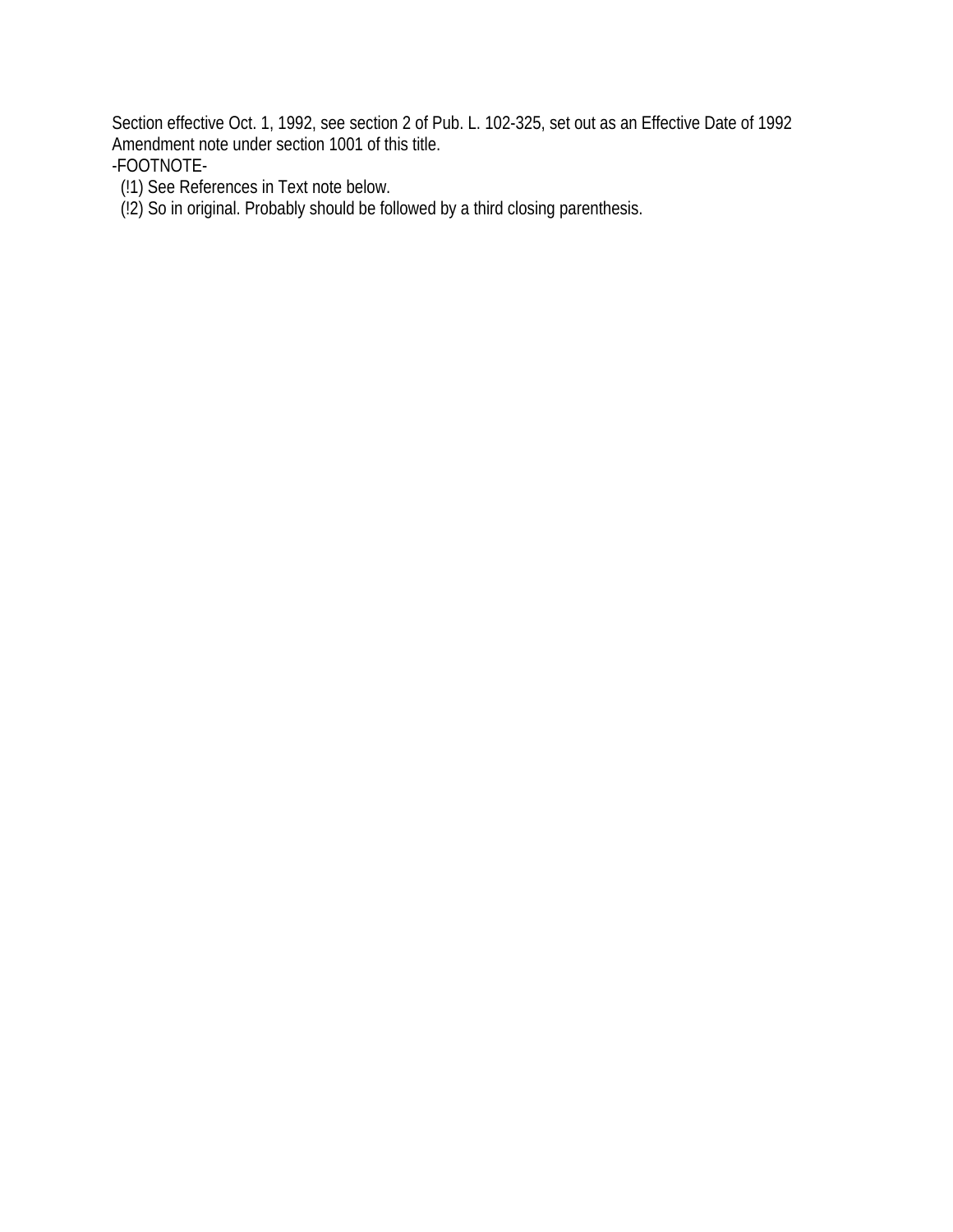Section effective Oct. 1, 1992, see section 2 of Pub. L. 102-325, set out as an Effective Date of 1992 Amendment note under section 1001 of this title.

-FOOTNOTE-

(!1) See References in Text note below.

(!2) So in original. Probably should be followed by a third closing parenthesis.